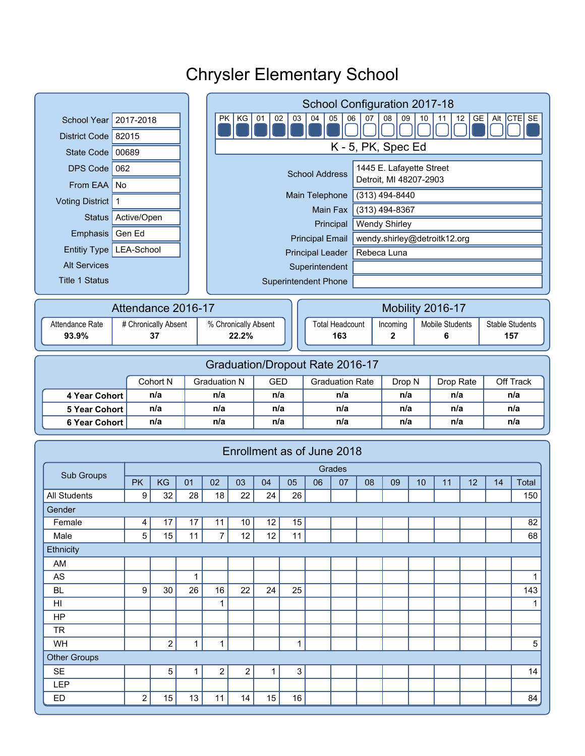# Chrysler Elementary School

| | |
|---|---|
| School Year | 2017-2018 |
| District Code | 82015 |
| State Code | 00689 |
| DPS Code | 062 |
| From EAA | No |
| Voting District | 1 |
| Status | Active/Open |
| Emphasis | Gen Ed |
| Entitiy Type | LEA-School |
| Alt Services | |
| Title 1 Status | |

## School Configuration 2017-18

| PK | KG | 01 | 02 | 03 | 04 | 05 | 06 | 07 | 08 | 09 | 10 | 11 | 12 | GE | Alt | CTE | SE |
|---|---|---|---|---|---|---|---|---|---|---|---|---|---|---|---|---|---|
| ■ | ■ | ■ | ■ | ■ | ■ | ■ | □ | □ | □ | □ | □ | □ | □ | ■ | □ | □ | ■ |

K - 5, PK, Spec Ed

| | |
|---|---|
| School Address | 1445 E. Lafayette Street<br>Detroit, MI 48207-2903 |
| Main Telephone | (313) 494-8440 |
| Main Fax | (313) 494-8367 |
| Principal | Wendy Shirley |
| Principal Email | wendy.shirley@detroitk12.org |
| Principal Leader | Rebeca Luna |
| Superintendent | |
| Superintendent Phone | |

## Attendance 2016-17

| Attendance Rate | # Chronically Absent | % Chronically Absent |
|---|---|---|
| **93.9%** | **37** | **22.2%** |

## Mobility 2016-17

| Total Headcount | Incoming | Mobile Students | Stable Students |
|---|---|---|---|
| **163** | **2** | **6** | **157** |

## Graduation/Dropout Rate 2016-17

| | Cohort N | Graduation N | GED | Graduation Rate | Drop N | Drop Rate | Off Track |
|---|---|---|---|---|---|---|---|
| **4 Year Cohort** | n/a | n/a | n/a | n/a | n/a | n/a | n/a |
| **5 Year Cohort** | n/a | n/a | n/a | n/a | n/a | n/a | n/a |
| **6 Year Cohort** | n/a | n/a | n/a | n/a | n/a | n/a | n/a |

## Enrollment as of June 2018

| Sub Groups | Grades | | | | | | | | | | | | | | |
|---|---|---|---|---|---|---|---|---|---|---|---|---|---|---|---|
| | PK | KG | 01 | 02 | 03 | 04 | 05 | 06 | 07 | 08 | 09 | 10 | 11 | 12 | 14 | Total |
| All Students | 9 | 32 | 28 | 18 | 22 | 24 | 26 | | | | | | | | | 150 |
| Gender | | | | | | | | | | | | | | | | |
| Female | 4 | 17 | 17 | 11 | 10 | 12 | 15 | | | | | | | | | 82 |
| Male | 5 | 15 | 11 | 7 | 12 | 12 | 11 | | | | | | | | | 68 |
| Ethnicity | | | | | | | | | | | | | | | | |
| AM | | | | | | | | | | | | | | | | |
| AS | | | 1 | | | | | | | | | | | | | 1 |
| BL | 9 | 30 | 26 | 16 | 22 | 24 | 25 | | | | | | | | | 143 |
| HI | | | | 1 | | | | | | | | | | | | 1 |
| HP | | | | | | | | | | | | | | | | |
| TR | | | | | | | | | | | | | | | | |
| WH | | 2 | 1 | 1 | | | 1 | | | | | | | | | 5 |
| Other Groups | | | | | | | | | | | | | | | | |
| SE | | 5 | 1 | 2 | 2 | 1 | 3 | | | | | | | | | 14 |
| LEP | | | | | | | | | | | | | | | | |
| ED | 2 | 15 | 13 | 11 | 14 | 15 | 16 | | | | | | | | | 84 |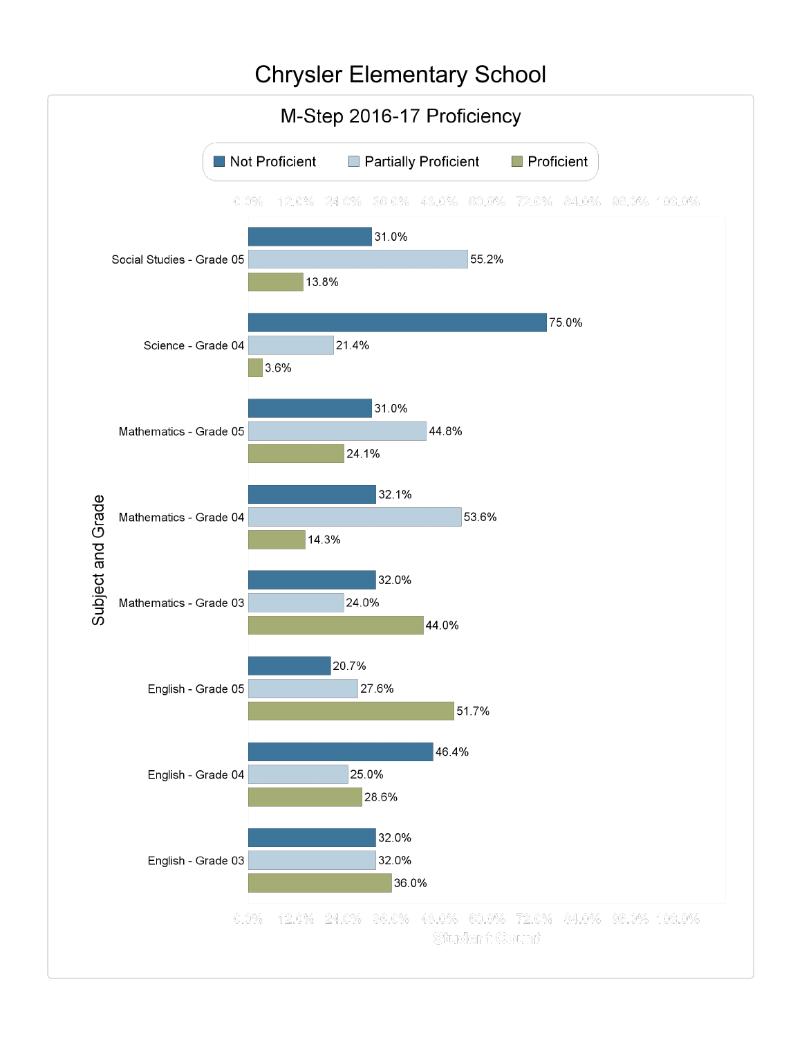# Chrysler Elementary School

## M-Step 2016-17 Proficiency

| Subject and Grade | Not Proficient | Partially Proficient | Proficient |
|---|---|---|---|
| Social Studies - Grade 05 | 31.0% | 55.2% | 13.8% |
| Science - Grade 04 | 75.0% | 21.4% | 3.6% |
| Mathematics - Grade 05 | 31.0% | 44.8% | 24.1% |
| Mathematics - Grade 04 | 32.1% | 53.6% | 14.3% |
| Mathematics - Grade 03 | 32.0% | 24.0% | 44.0% |
| English - Grade 05 | 20.7% | 27.6% | 51.7% |
| English - Grade 04 | 46.4% | 25.0% | 28.6% |
| English - Grade 03 | 32.0% | 32.0% | 36.0% |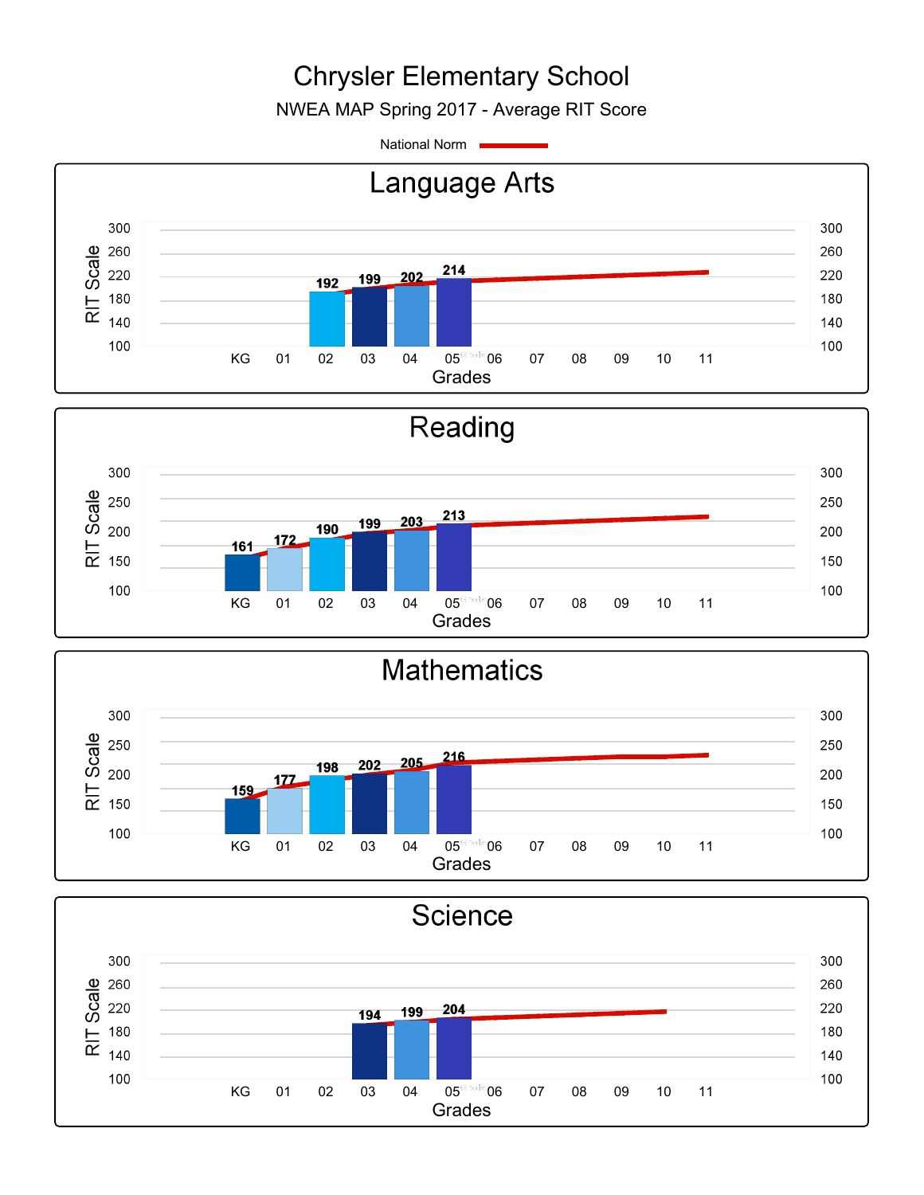# Chrysler Elementary School

NWEA MAP Spring 2017 - Average RIT Score

National Norm

## Language Arts

| Grade | KG | 01 | 02 | 03 | 04 | 05 |
|---|---|---|---|---|---|---|
| RIT Score | | | 192 | 199 | 202 | 214 |

## Reading

| Grade | KG | 01 | 02 | 03 | 04 | 05 |
|---|---|---|---|---|---|---|
| RIT Score | 161 | 172 | 190 | 199 | 203 | 213 |

## Mathematics

| Grade | KG | 01 | 02 | 03 | 04 | 05 |
|---|---|---|---|---|---|---|
| RIT Score | 159 | 177 | 198 | 202 | 205 | 216 |

## Science

| Grade | KG | 01 | 02 | 03 | 04 | 05 |
|---|---|---|---|---|---|---|
| RIT Score | | | | 194 | 199 | 204 |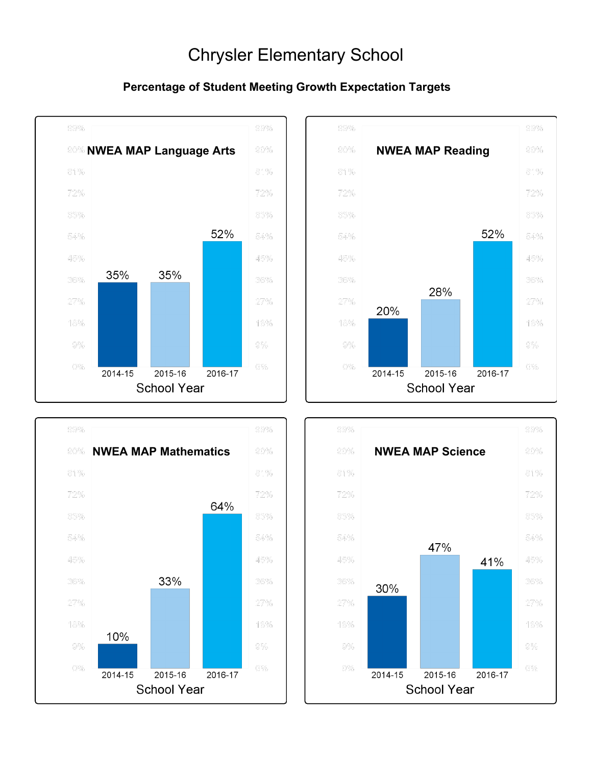# Chrysler Elementary School

**Percentage of Student Meeting Growth Expectation Targets**

**NWEA MAP Language Arts**

35%
35%
52%

2014-15
2015-16
2016-17

School Year

**NWEA MAP Reading**

20%
28%
52%

2014-15
2015-16
2016-17

School Year

**NWEA MAP Mathematics**

10%
33%
64%

2014-15
2015-16
2016-17

School Year

**NWEA MAP Science**

30%
47%
41%

2014-15
2015-16
2016-17

School Year